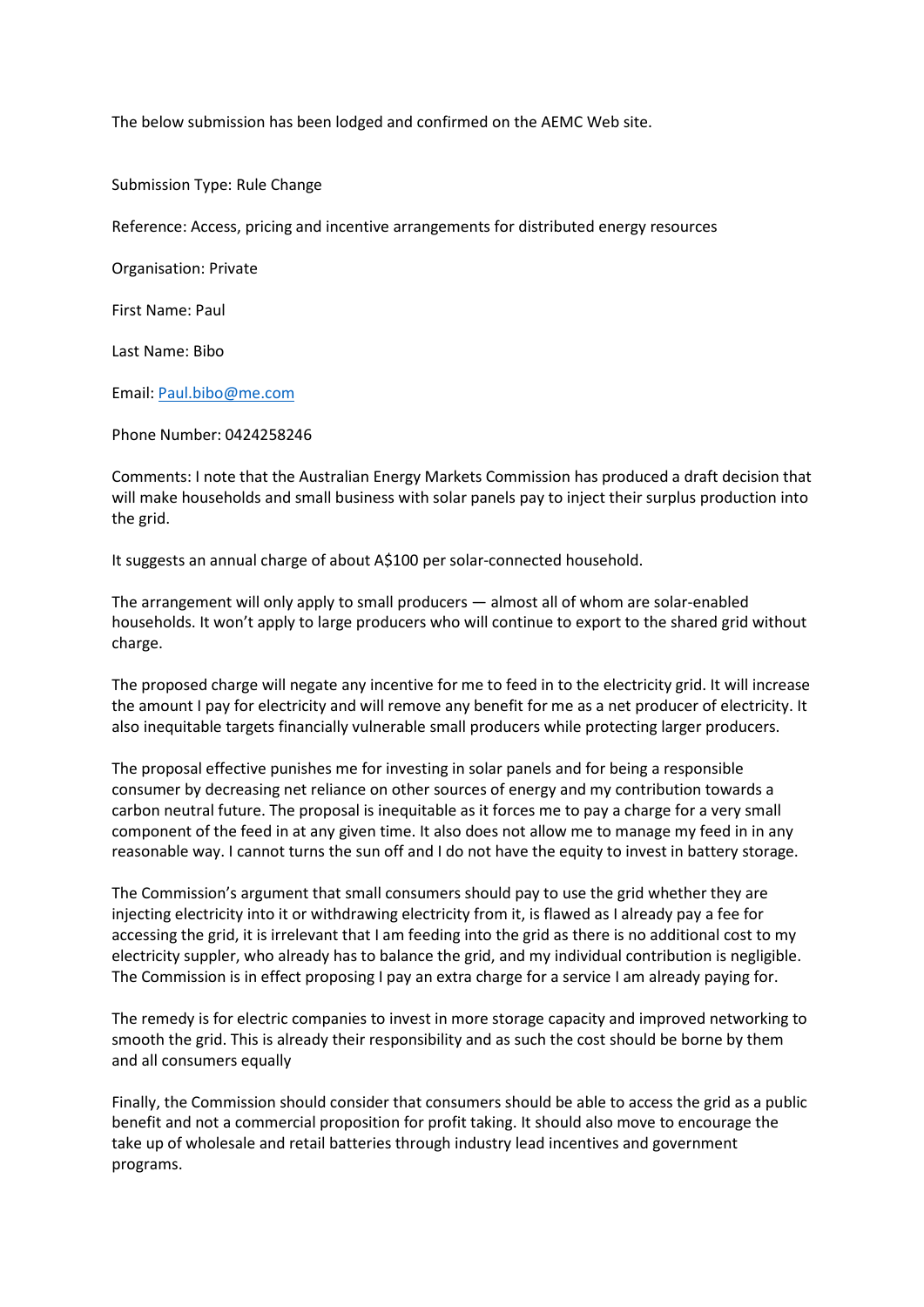The below submission has been lodged and confirmed on the AEMC Web site.

Submission Type: Rule Change

Reference: Access, pricing and incentive arrangements for distributed energy resources

Organisation: Private

First Name: Paul

Last Name: Bibo

Email: Paul.bibo@me.com

Phone Number: 0424258246

Comments: I note that the Australian Energy Markets Commission has produced a draft decision that will make households and small business with solar panels pay to inject their surplus production into the grid.

It suggests an annual charge of about A$100 per solar-connected household.

The arrangement will only apply to small producers — almost all of whom are solar-enabled households. It won't apply to large producers who will continue to export to the shared grid without charge.

The proposed charge will negate any incentive for me to feed in to the electricity grid. It will increase the amount I pay for electricity and will remove any benefit for me as a net producer of electricity. It also inequitable targets financially vulnerable small producers while protecting larger producers.

The proposal effective punishes me for investing in solar panels and for being a responsible consumer by decreasing net reliance on other sources of energy and my contribution towards a carbon neutral future. The proposal is inequitable as it forces me to pay a charge for a very small component of the feed in at any given time. It also does not allow me to manage my feed in in any reasonable way. I cannot turns the sun off and I do not have the equity to invest in battery storage.

The Commission's argument that small consumers should pay to use the grid whether they are injecting electricity into it or withdrawing electricity from it, is flawed as I already pay a fee for accessing the grid, it is irrelevant that I am feeding into the grid as there is no additional cost to my electricity suppler, who already has to balance the grid, and my individual contribution is negligible. The Commission is in effect proposing I pay an extra charge for a service I am already paying for.

The remedy is for electric companies to invest in more storage capacity and improved networking to smooth the grid. This is already their responsibility and as such the cost should be borne by them and all consumers equally

Finally, the Commission should consider that consumers should be able to access the grid as a public benefit and not a commercial proposition for profit taking. It should also move to encourage the take up of wholesale and retail batteries through industry lead incentives and government programs.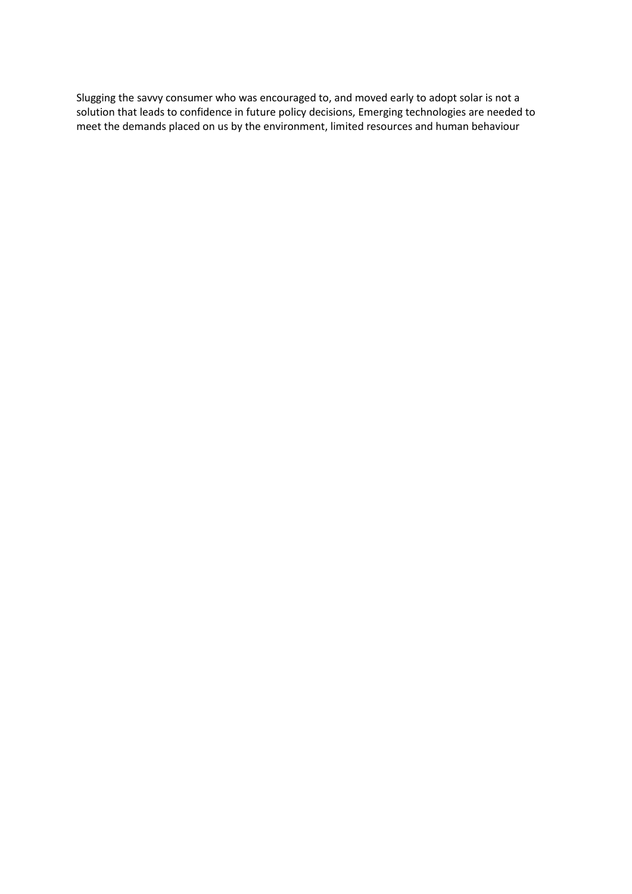Slugging the savvy consumer who was encouraged to, and moved early to adopt solar is not a solution that leads to confidence in future policy decisions, Emerging technologies are needed to meet the demands placed on us by the environment, limited resources and human behaviour